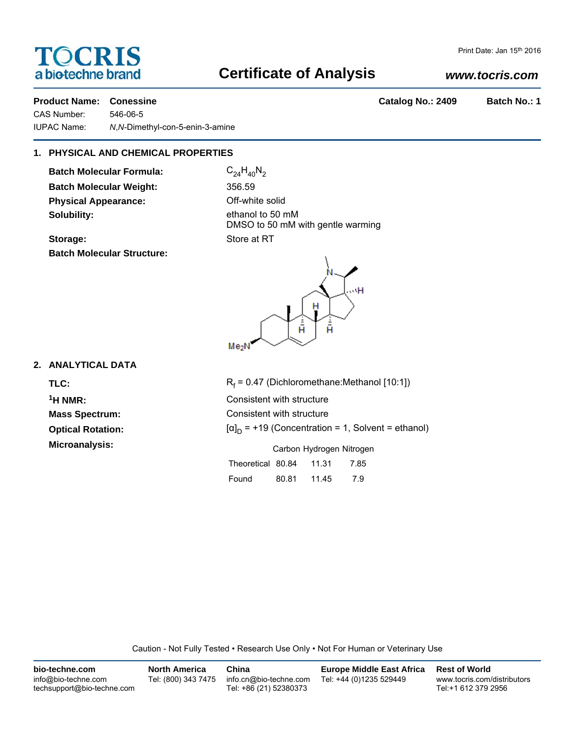# Certificate of Analysis

Print Date: Jan 15th 2016

www.tocris.com

**Product Name:** **Conessine** **Catalog No.: 2409** **Batch No.: 1**

CAS Number: 546-06-5

IUPAC Name: *N*,*N*-Dimethyl-con-5-enin-3-amine

## 1. PHYSICAL AND CHEMICAL PROPERTIES

**Batch Molecular Formula:** $C_{24}H_{40}N_2$

**Batch Molecular Weight:** 356.59

**Physical Appearance:** Off-white solid

**Solubility:** ethanol to 50 mM
DMSO to 50 mM with gentle warming

**Storage:** Store at RT

**Batch Molecular Structure:**

## 2. ANALYTICAL DATA

**TLC:** $R_f$ = 0.47 (Dichloromethane:Methanol [10:1])

**$^1$H NMR:** Consistent with structure

**Mass Spectrum:** Consistent with structure

**Optical Rotation:** $[\alpha]_D$ = +19 (Concentration = 1, Solvent = ethanol)

**Microanalysis:**

| | Carbon | Hydrogen | Nitrogen |
|---|---|---|---|
| Theoretical | 80.84 | 11.31 | 7.85 |
| Found | 80.81 | 11.45 | 7.9 |

Caution - Not Fully Tested • Research Use Only • Not For Human or Veterinary Use

**bio-techne.com**
info@bio-techne.com
techsupport@bio-techne.com

**North America**
Tel: (800) 343 7475

**China**
info.cn@bio-techne.com
Tel: +86 (21) 52380373

**Europe Middle East Africa**
Tel: +44 (0)1235 529449

**Rest of World**
www.tocris.com/distributors
Tel:+1 612 379 2956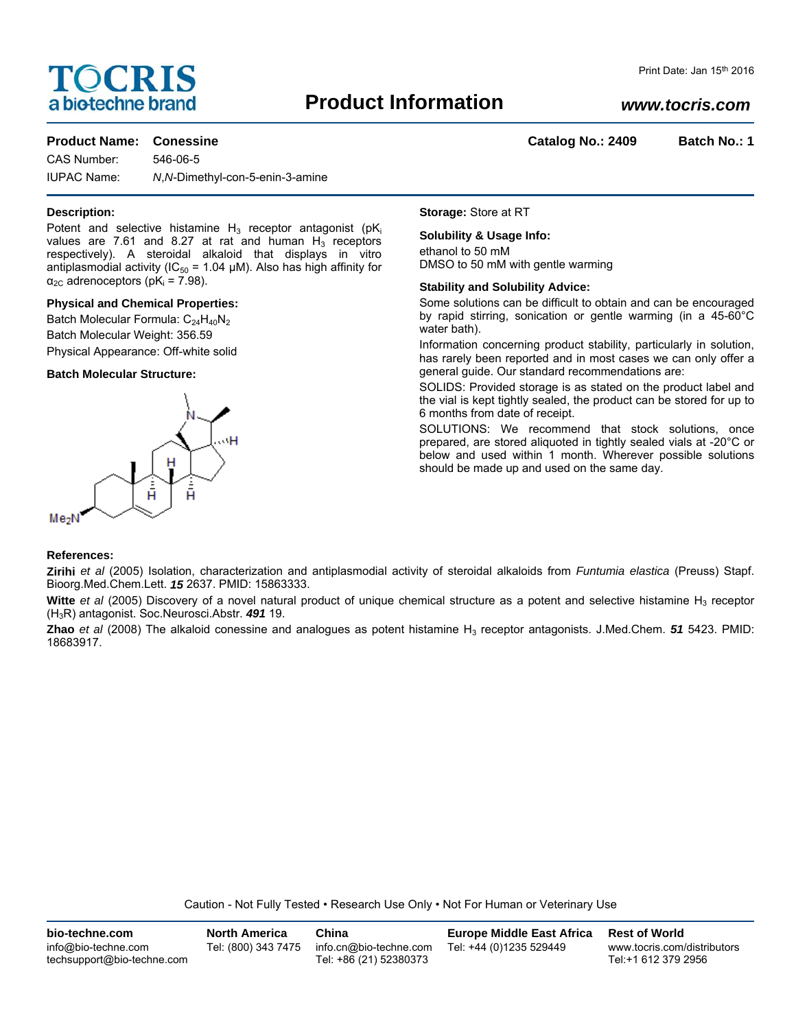TOCRIS
a biotechne brand

Print Date: Jan 15th 2016

# Product Information

www.tocris.com

**Product Name: Conessine** **Catalog No.: 2409** **Batch No.: 1**

CAS Number: 546-06-5

IUPAC Name: *N*,*N*-Dimethyl-con-5-enin-3-amine

### Description:

Potent and selective histamine $H_3$ receptor antagonist ($pK_i$ values are 7.61 and 8.27 at rat and human $H_3$ receptors respectively). A steroidal alkaloid that displays in vitro antiplasmodial activity ($IC_{50}$ = 1.04 μM). Also has high affinity for $\alpha_{2C}$ adrenoceptors ($pK_i$ = 7.98).

### Physical and Chemical Properties:

Batch Molecular Formula: $C_{24}H_{40}N_2$

Batch Molecular Weight: 356.59

Physical Appearance: Off-white solid

### Batch Molecular Structure:

Me2N

**Storage:** Store at RT

### Solubility & Usage Info:

ethanol to 50 mM

DMSO to 50 mM with gentle warming

### Stability and Solubility Advice:

Some solutions can be difficult to obtain and can be encouraged by rapid stirring, sonication or gentle warming (in a 45-60°C water bath).

Information concerning product stability, particularly in solution, has rarely been reported and in most cases we can only offer a general guide. Our standard recommendations are:

SOLIDS: Provided storage is as stated on the product label and the vial is kept tightly sealed, the product can be stored for up to 6 months from date of receipt.

SOLUTIONS: We recommend that stock solutions, once prepared, are stored aliquoted in tightly sealed vials at -20°C or below and used within 1 month. Wherever possible solutions should be made up and used on the same day.

### References:

**Zirihi** *et al* (2005) Isolation, characterization and antiplasmodial activity of steroidal alkaloids from *Funtumia elastica* (Preuss) Stapf. Bioorg.Med.Chem.Lett. ***15*** 2637. PMID: 15863333.

**Witte** *et al* (2005) Discovery of a novel natural product of unique chemical structure as a potent and selective histamine $H_3$ receptor ($H_3R$) antagonist. Soc.Neurosci.Abstr. ***491*** 19.

**Zhao** *et al* (2008) The alkaloid conessine and analogues as potent histamine $H_3$ receptor antagonists. J.Med.Chem. ***51*** 5423. PMID: 18683917.

Caution - Not Fully Tested • Research Use Only • Not For Human or Veterinary Use

| bio-techne.com | North America | China | Europe Middle East Africa | Rest of World |
| --- | --- | --- | --- | --- |
| info@bio-techne.com | Tel: (800) 343 7475 | info.cn@bio-techne.com | Tel: +44 (0)1235 529449 | www.tocris.com/distributors |
| techsupport@bio-techne.com | | Tel: +86 (21) 52380373 | | Tel:+1 612 379 2956 |